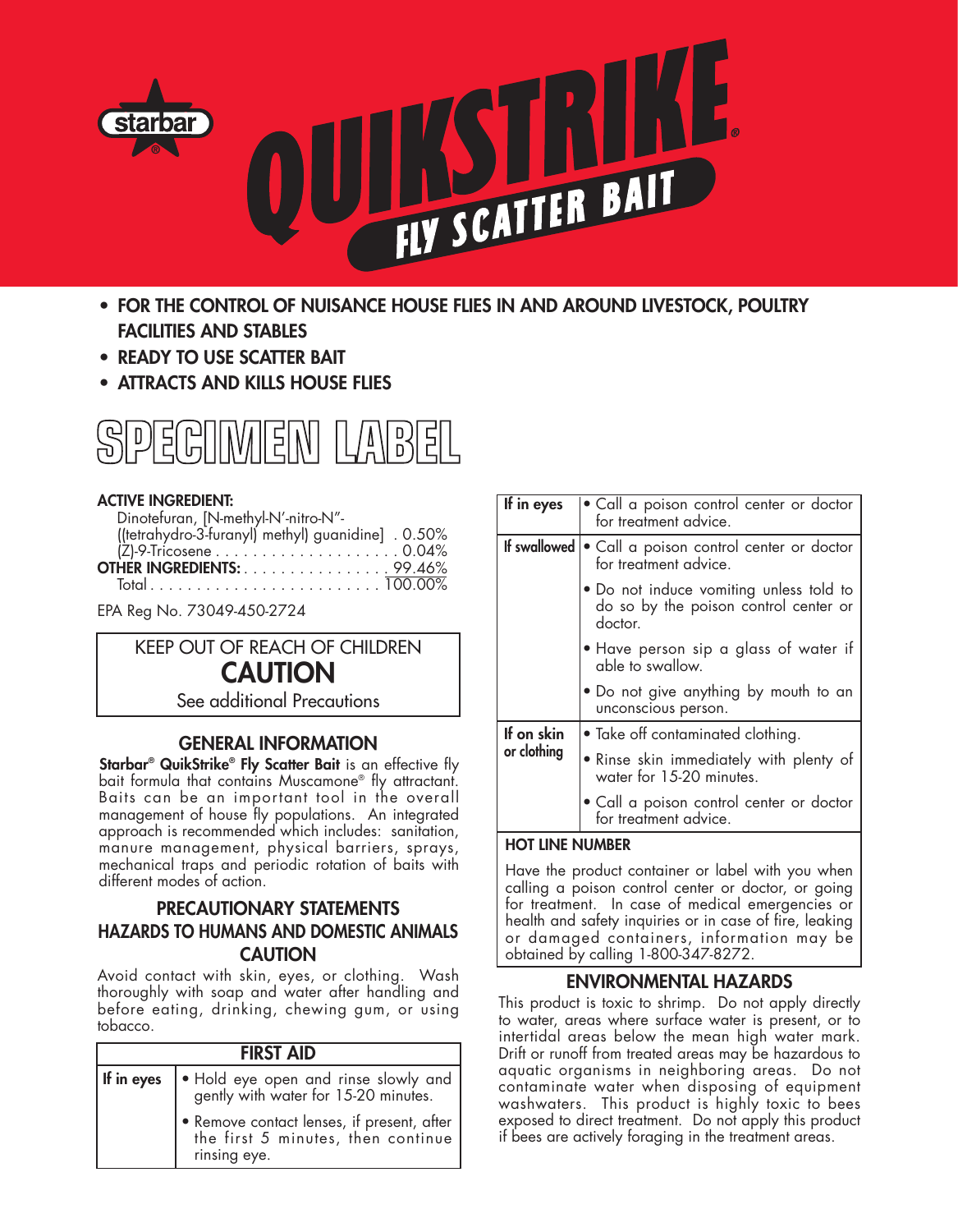starbar®

# QUIKSTRIKE®

## FLY SCATTER BAIT

- **FOR THE CONTROL OF NUISANCE HOUSE FLIES IN AND AROUND LIVESTOCK, POULTRY FACILITIES AND STABLES**
- **READY TO USE SCATTER BAIT**
- **ATTRACTS AND KILLS HOUSE FLIES**

# SPECIMEN LABEL

**ACTIVE INGREDIENT:**

| | |
|---|---|
| Dinotefuran, [N-methyl-N′-nitro-N″-((tetrahydro-3-furanyl) methyl) guanidine] | 0.50% |
| (Z)-9-Tricosene | 0.04% |
| **OTHER INGREDIENTS:** | 99.46% |
| Total | 100.00% |

EPA Reg No. 73049-450-2724

KEEP OUT OF REACH OF CHILDREN
**CAUTION**
See additional Precautions

## GENERAL INFORMATION

**Starbar® QuikStrike® Fly Scatter Bait** is an effective fly bait formula that contains Muscamone® fly attractant. Baits can be an important tool in the overall management of house fly populations. An integrated approach is recommended which includes: sanitation, manure management, physical barriers, sprays, mechanical traps and periodic rotation of baits with different modes of action.

## PRECAUTIONARY STATEMENTS

### HAZARDS TO HUMANS AND DOMESTIC ANIMALS

### CAUTION

Avoid contact with skin, eyes, or clothing. Wash thoroughly with soap and water after handling and before eating, drinking, chewing gum, or using tobacco.

| FIRST AID | |
|---|---|
| **If in eyes** | • Hold eye open and rinse slowly and gently with water for 15-20 minutes.<br>• Remove contact lenses, if present, after the first 5 minutes, then continue rinsing eye.<br>• Call a poison control center or doctor for treatment advice. |
| **If swallowed** | • Call a poison control center or doctor for treatment advice.<br>• Do not induce vomiting unless told to do so by the poison control center or doctor.<br>• Have person sip a glass of water if able to swallow.<br>• Do not give anything by mouth to an unconscious person. |
| **If on skin or clothing** | • Take off contaminated clothing.<br>• Rinse skin immediately with plenty of water for 15-20 minutes.<br>• Call a poison control center or doctor for treatment advice. |

**HOT LINE NUMBER**

Have the product container or label with you when calling a poison control center or doctor, or going for treatment. In case of medical emergencies or health and safety inquiries or in case of fire, leaking or damaged containers, information may be obtained by calling 1-800-347-8272.

## ENVIRONMENTAL HAZARDS

This product is toxic to shrimp. Do not apply directly to water, areas where surface water is present, or to intertidal areas below the mean high water mark. Drift or runoff from treated areas may be hazardous to aquatic organisms in neighboring areas. Do not contaminate water when disposing of equipment washwaters. This product is highly toxic to bees exposed to direct treatment. Do not apply this product if bees are actively foraging in the treatment areas.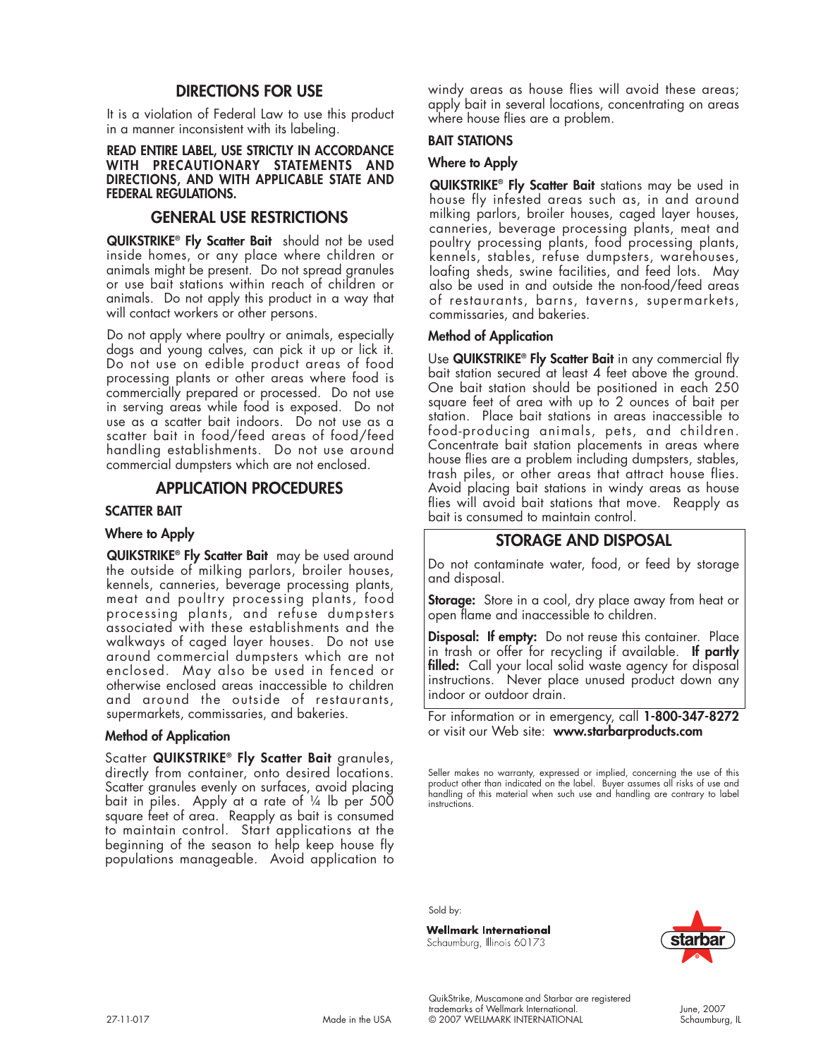## DIRECTIONS FOR USE

It is a violation of Federal Law to use this product in a manner inconsistent with its labeling.

**READ ENTIRE LABEL, USE STRICTLY IN ACCORDANCE WITH PRECAUTIONARY STATEMENTS AND DIRECTIONS, AND WITH APPLICABLE STATE AND FEDERAL REGULATIONS.**

## GENERAL USE RESTRICTIONS

**QUIKSTRIKE® Fly Scatter Bait** should not be used inside homes, or any place where children or animals might be present. Do not spread granules or use bait stations within reach of children or animals. Do not apply this product in a way that will contact workers or other persons.

Do not apply where poultry or animals, especially dogs and young calves, can pick it up or lick it. Do not use on edible product areas of food processing plants or other areas where food is commercially prepared or processed. Do not use in serving areas while food is exposed. Do not use as a scatter bait indoors. Do not use as a scatter bait in food/feed areas of food/feed handling establishments. Do not use around commercial dumpsters which are not enclosed.

## APPLICATION PROCEDURES

### SCATTER BAIT

#### Where to Apply

**QUIKSTRIKE® Fly Scatter Bait** may be used around the outside of milking parlors, broiler houses, kennels, canneries, beverage processing plants, meat and poultry processing plants, food processing plants, and refuse dumpsters associated with these establishments and the walkways of caged layer houses. Do not use around commercial dumpsters which are not enclosed. May also be used in fenced or otherwise enclosed areas inaccessible to children and around the outside of restaurants, supermarkets, commissaries, and bakeries.

#### Method of Application

Scatter **QUIKSTRIKE® Fly Scatter Bait** granules, directly from container, onto desired locations. Scatter granules evenly on surfaces, avoid placing bait in piles. Apply at a rate of ¼ lb per 500 square feet of area. Reapply as bait is consumed to maintain control. Start applications at the beginning of the season to help keep house fly populations manageable. Avoid application to windy areas as house flies will avoid these areas; apply bait in several locations, concentrating on areas where house flies are a problem.

### BAIT STATIONS

#### Where to Apply

**QUIKSTRIKE® Fly Scatter Bait** stations may be used in house fly infested areas such as, in and around milking parlors, broiler houses, caged layer houses, canneries, beverage processing plants, meat and poultry processing plants, food processing plants, kennels, stables, refuse dumpsters, warehouses, loafing sheds, swine facilities, and feed lots. May also be used in and outside the non-food/feed areas of restaurants, barns, taverns, supermarkets, commissaries, and bakeries.

#### Method of Application

Use **QUIKSTRIKE® Fly Scatter Bait** in any commercial fly bait station secured at least 4 feet above the ground. One bait station should be positioned in each 250 square feet of area with up to 2 ounces of bait per station. Place bait stations in areas inaccessible to food-producing animals, pets, and children. Concentrate bait station placements in areas where house flies are a problem including dumpsters, stables, trash piles, or other areas that attract house flies. Avoid placing bait stations in windy areas as house flies will avoid bait stations that move. Reapply as bait is consumed to maintain control.

## STORAGE AND DISPOSAL

Do not contaminate water, food, or feed by storage and disposal.

**Storage:** Store in a cool, dry place away from heat or open flame and inaccessible to children.

**Disposal: If empty:** Do not reuse this container. Place in trash or offer for recycling if available. **If partly filled:** Call your local solid waste agency for disposal instructions. Never place unused product down any indoor or outdoor drain.

For information or in emergency, call **1-800-347-8272** or visit our Web site: **www.starbarproducts.com**

Seller makes no warranty, expressed or implied, concerning the use of this product other than indicated on the label. Buyer assumes all risks of use and handling of this material when such use and handling are contrary to label instructions.

Sold by:

**Wellmark International**
Schaumburg, Illinois 60173

starbar

QuikStrike, Muscamone and Starbar are registered trademarks of Wellmark International.
© 2007 WELLMARK INTERNATIONAL

June, 2007
Schaumburg, IL

27-11-017

Made in the USA